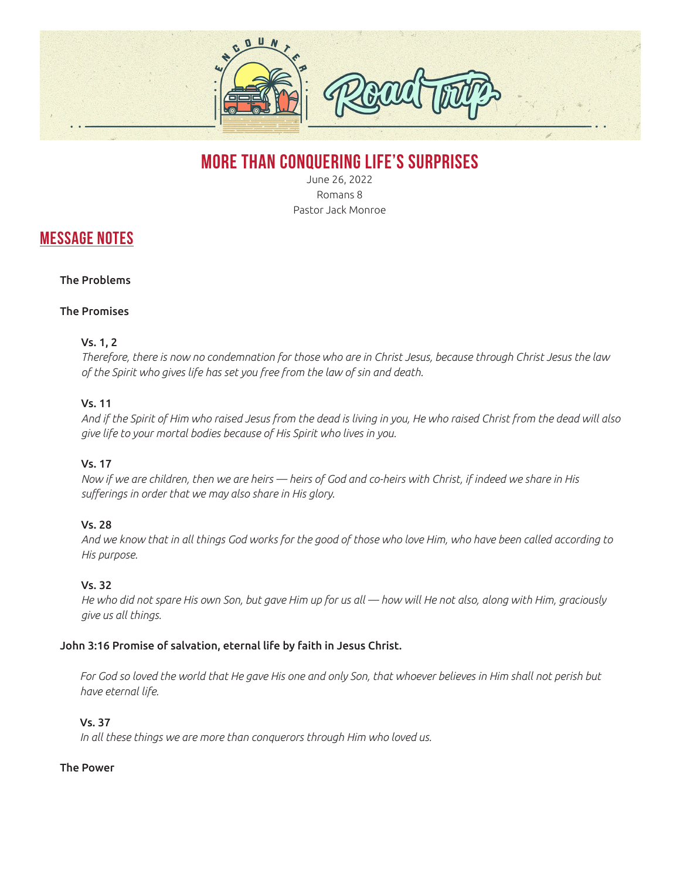# MORE THAN CONQUERING LIFE'S SURPRISES

June 26, 2022
Romans 8
Pastor Jack Monroe

## MESSAGE NOTES

**The Problems**

**The Promises**

**Vs. 1, 2**
*Therefore, there is now no condemnation for those who are in Christ Jesus, because through Christ Jesus the law of the Spirit who gives life has set you free from the law of sin and death.*

**Vs. 11**
*And if the Spirit of Him who raised Jesus from the dead is living in you, He who raised Christ from the dead will also give life to your mortal bodies because of His Spirit who lives in you.*

**Vs. 17**
*Now if we are children, then we are heirs — heirs of God and co-heirs with Christ, if indeed we share in His sufferings in order that we may also share in His glory.*

**Vs. 28**
*And we know that in all things God works for the good of those who love Him, who have been called according to His purpose.*

**Vs. 32**
*He who did not spare His own Son, but gave Him up for us all — how will He not also, along with Him, graciously give us all things.*

**John 3:16 Promise of salvation, eternal life by faith in Jesus Christ.**

*For God so loved the world that He gave His one and only Son, that whoever believes in Him shall not perish but have eternal life.*

**Vs. 37**
*In all these things we are more than conquerors through Him who loved us.*

**The Power**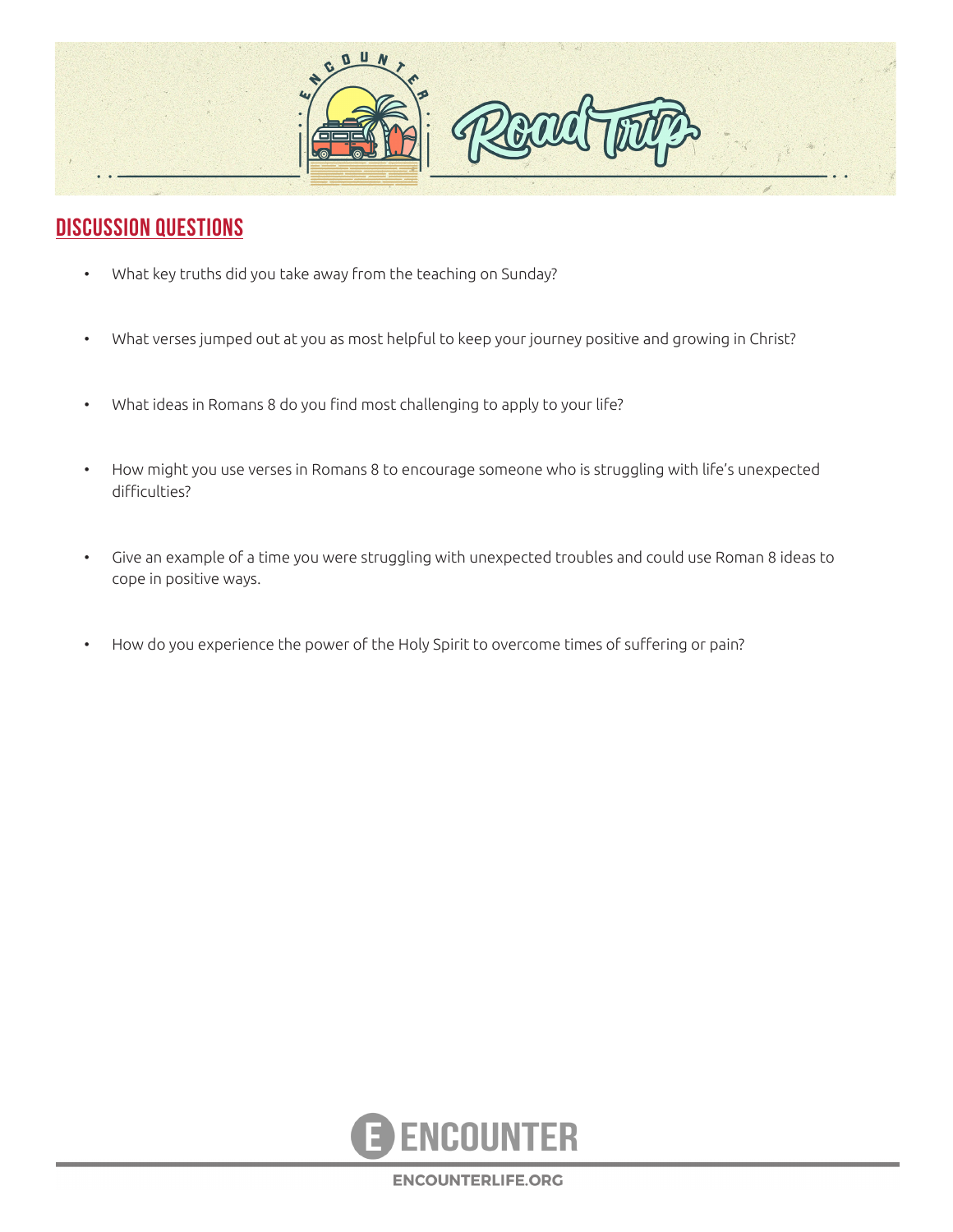## DISCUSSION QUESTIONS

- What key truths did you take away from the teaching on Sunday?
- What verses jumped out at you as most helpful to keep your journey positive and growing in Christ?
- What ideas in Romans 8 do you find most challenging to apply to your life?
- How might you use verses in Romans 8 to encourage someone who is struggling with life's unexpected difficulties?
- Give an example of a time you were struggling with unexpected troubles and could use Roman 8 ideas to cope in positive ways.
- How do you experience the power of the Holy Spirit to overcome times of suffering or pain?